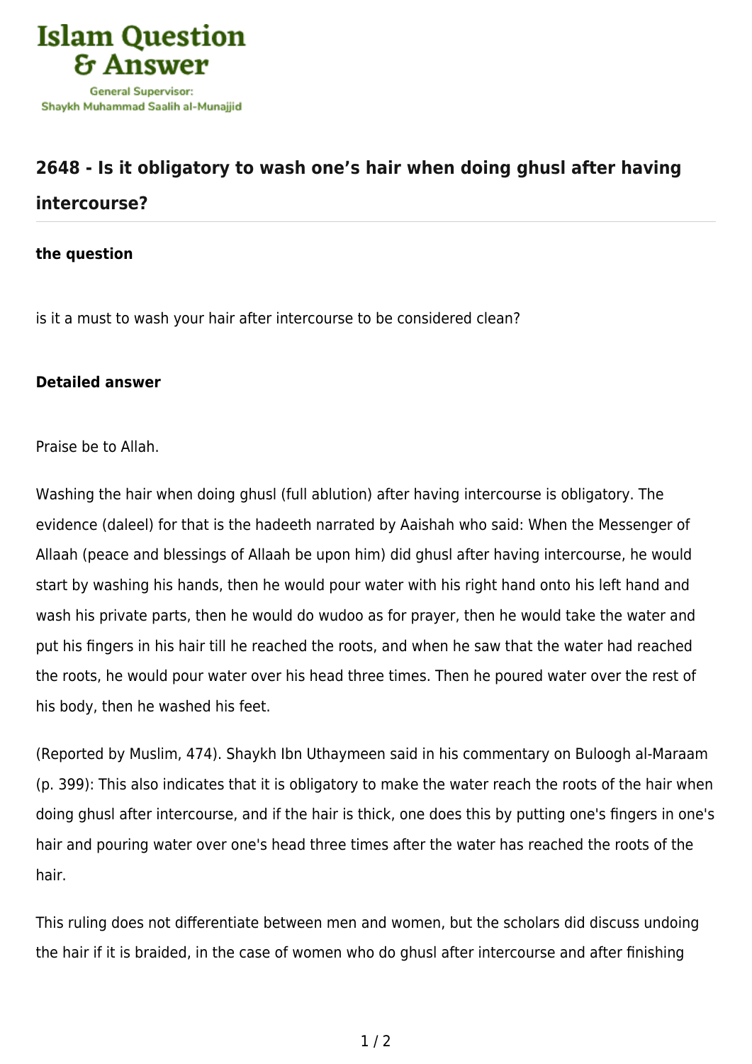Islam Question & Answer

General Supervisor:
Shaykh Muhammad Saalih al-Munajjid

## 2648 - Is it obligatory to wash one's hair when doing ghusl after having intercourse?

**the question**

is it a must to wash your hair after intercourse to be considered clean?

**Detailed answer**

Praise be to Allah.

Washing the hair when doing ghusl (full ablution) after having intercourse is obligatory. The evidence (daleel) for that is the hadeeth narrated by Aaishah who said: When the Messenger of Allaah (peace and blessings of Allaah be upon him) did ghusl after having intercourse, he would start by washing his hands, then he would pour water with his right hand onto his left hand and wash his private parts, then he would do wudoo as for prayer, then he would take the water and put his fingers in his hair till he reached the roots, and when he saw that the water had reached the roots, he would pour water over his head three times. Then he poured water over the rest of his body, then he washed his feet.

(Reported by Muslim, 474). Shaykh Ibn Uthaymeen said in his commentary on Buloogh al-Maraam (p. 399): This also indicates that it is obligatory to make the water reach the roots of the hair when doing ghusl after intercourse, and if the hair is thick, one does this by putting one's fingers in one's hair and pouring water over one's head three times after the water has reached the roots of the hair.

This ruling does not differentiate between men and women, but the scholars did discuss undoing the hair if it is braided, in the case of women who do ghusl after intercourse and after finishing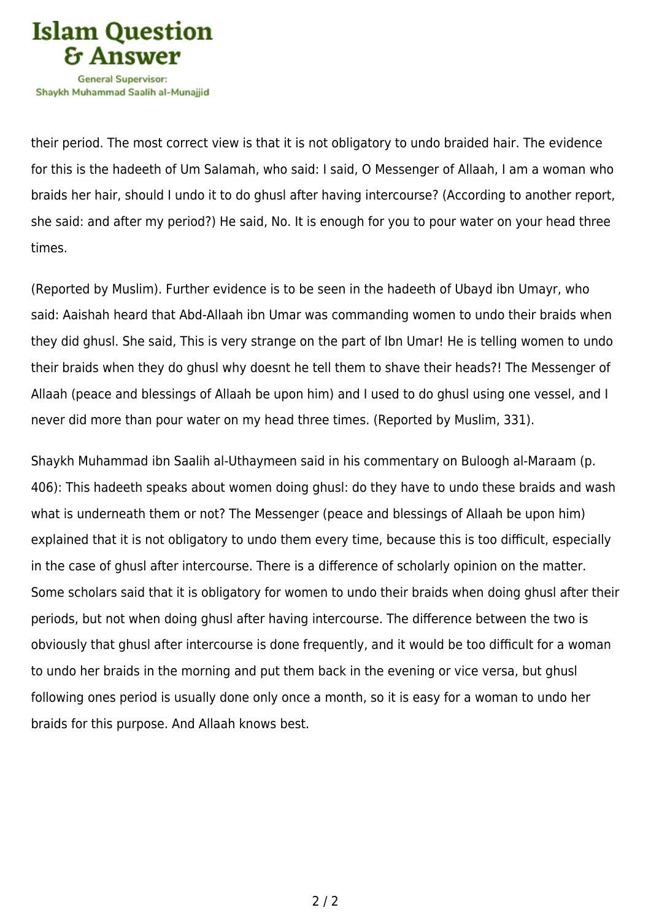their period. The most correct view is that it is not obligatory to undo braided hair. The evidence for this is the hadeeth of Um Salamah, who said: I said, O Messenger of Allaah, I am a woman who braids her hair, should I undo it to do ghusl after having intercourse? (According to another report, she said: and after my period?) He said, No. It is enough for you to pour water on your head three times.

(Reported by Muslim). Further evidence is to be seen in the hadeeth of Ubayd ibn Umayr, who said: Aaishah heard that Abd-Allaah ibn Umar was commanding women to undo their braids when they did ghusl. She said, This is very strange on the part of Ibn Umar! He is telling women to undo their braids when they do ghusl why doesnt he tell them to shave their heads?! The Messenger of Allaah (peace and blessings of Allaah be upon him) and I used to do ghusl using one vessel, and I never did more than pour water on my head three times. (Reported by Muslim, 331).

Shaykh Muhammad ibn Saalih al-Uthaymeen said in his commentary on Buloogh al-Maraam (p. 406): This hadeeth speaks about women doing ghusl: do they have to undo these braids and wash what is underneath them or not? The Messenger (peace and blessings of Allaah be upon him) explained that it is not obligatory to undo them every time, because this is too difficult, especially in the case of ghusl after intercourse. There is a difference of scholarly opinion on the matter. Some scholars said that it is obligatory for women to undo their braids when doing ghusl after their periods, but not when doing ghusl after having intercourse. The difference between the two is obviously that ghusl after intercourse is done frequently, and it would be too difficult for a woman to undo her braids in the morning and put them back in the evening or vice versa, but ghusl following ones period is usually done only once a month, so it is easy for a woman to undo her braids for this purpose. And Allaah knows best.